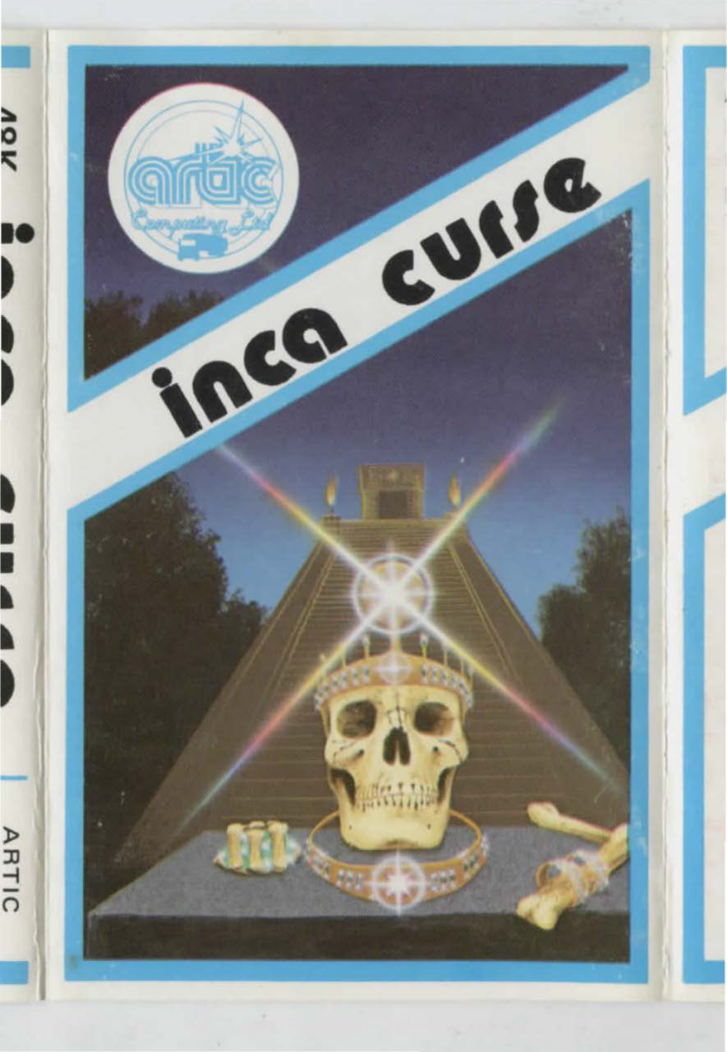# inca curse

artic Computing Ltd

48K inca curse ARTIC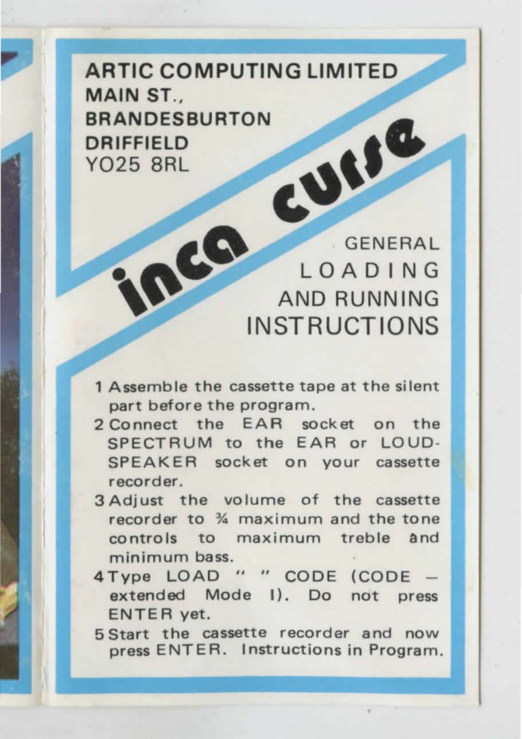**ARTIC COMPUTING LIMITED**
**MAIN ST.,**
**BRANDESBURTON**
**DRIFFIELD**
YO25 8RL

# inca curse

## GENERAL LOADING AND RUNNING INSTRUCTIONS

1. Assemble the cassette tape at the silent part before the program.
2. Connect the EAR socket on the SPECTRUM to the EAR or LOUD-SPEAKER socket on your cassette recorder.
3. Adjust the volume of the cassette recorder to ¾ maximum and the tone controls to maximum treble and minimum bass.
4. Type LOAD " " CODE (CODE – extended Mode I). Do not press ENTER yet.
5. Start the cassette recorder and now press ENTER. Instructions in Program.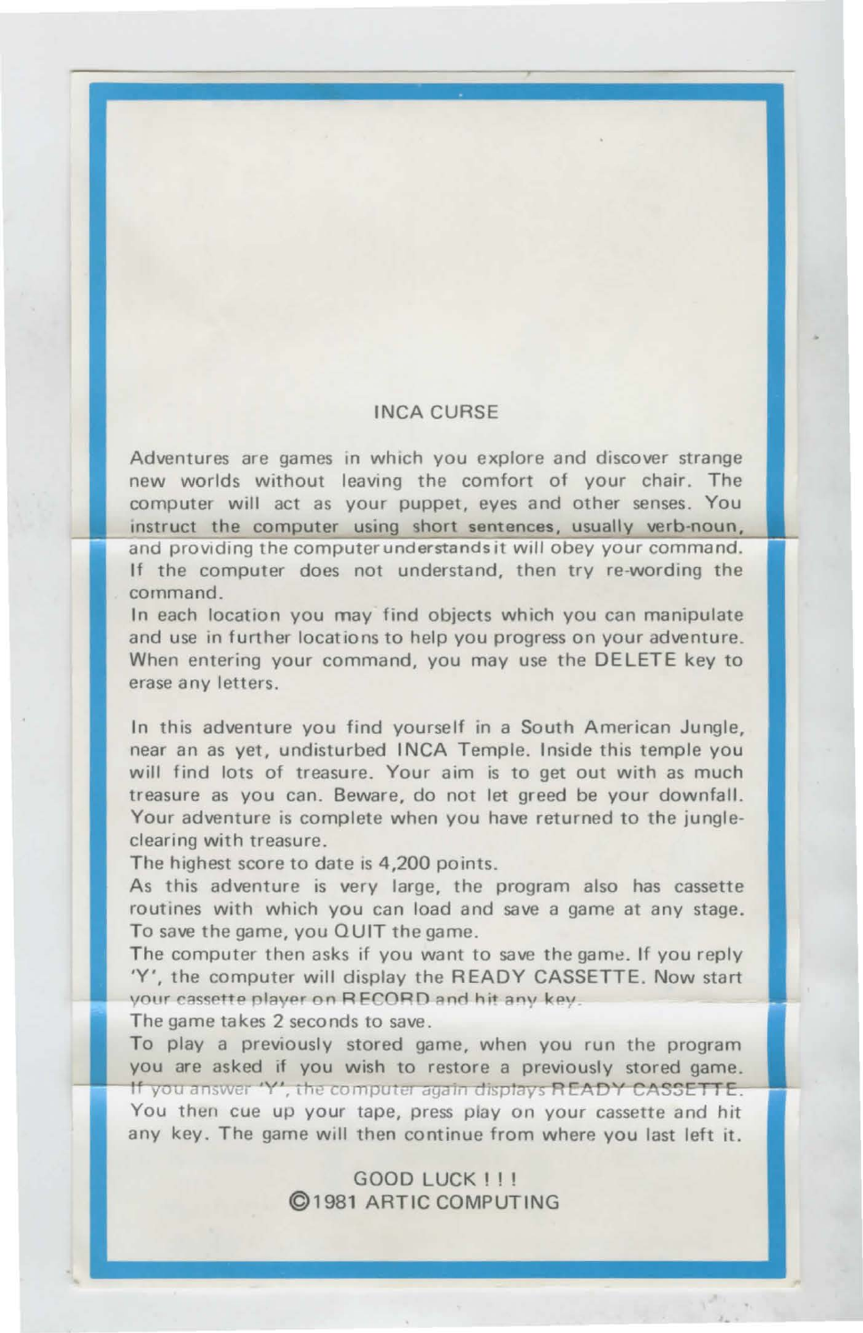# INCA CURSE

Adventures are games in which you explore and discover strange new worlds without leaving the comfort of your chair. The computer will act as your puppet, eyes and other senses. You instruct the computer using short sentences, usually verb-noun, and providing the computer understands it will obey your command. If the computer does not understand, then try re-wording the command.

In each location you may find objects which you can manipulate and use in further locations to help you progress on your adventure. When entering your command, you may use the DELETE key to erase any letters.

In this adventure you find yourself in a South American Jungle, near an as yet, undisturbed INCA Temple. Inside this temple you will find lots of treasure. Your aim is to get out with as much treasure as you can. Beware, do not let greed be your downfall. Your adventure is complete when you have returned to the jungle-clearing with treasure.

The highest score to date is 4,200 points.

As this adventure is very large, the program also has cassette routines with which you can load and save a game at any stage. To save the game, you QUIT the game.

The computer then asks if you want to save the game. If you reply 'Y', the computer will display the READY CASSETTE. Now start your cassette player on RECORD and hit any key.

The game takes 2 seconds to save.

To play a previously stored game, when you run the program you are asked if you wish to restore a previously stored game. If you answer 'Y', the computer again displays READY CASSETTE. You then cue up your tape, press play on your cassette and hit any key. The game will then continue from where you last left it.

GOOD LUCK ! ! !

©1981 ARTIC COMPUTING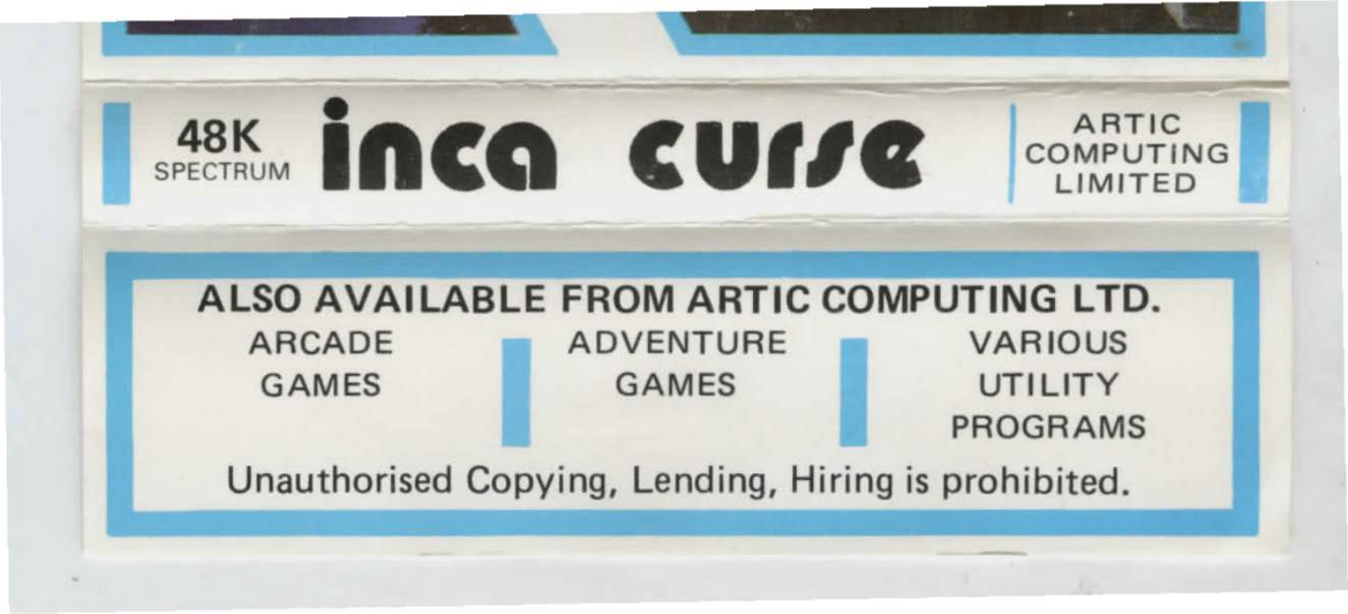48K SPECTRUM **inca curse** ARTIC COMPUTING LIMITED

## ALSO AVAILABLE FROM ARTIC COMPUTING LTD.

| ARCADE GAMES | ADVENTURE GAMES | VARIOUS UTILITY PROGRAMS |
| --- | --- | --- |

Unauthorised Copying, Lending, Hiring is prohibited.